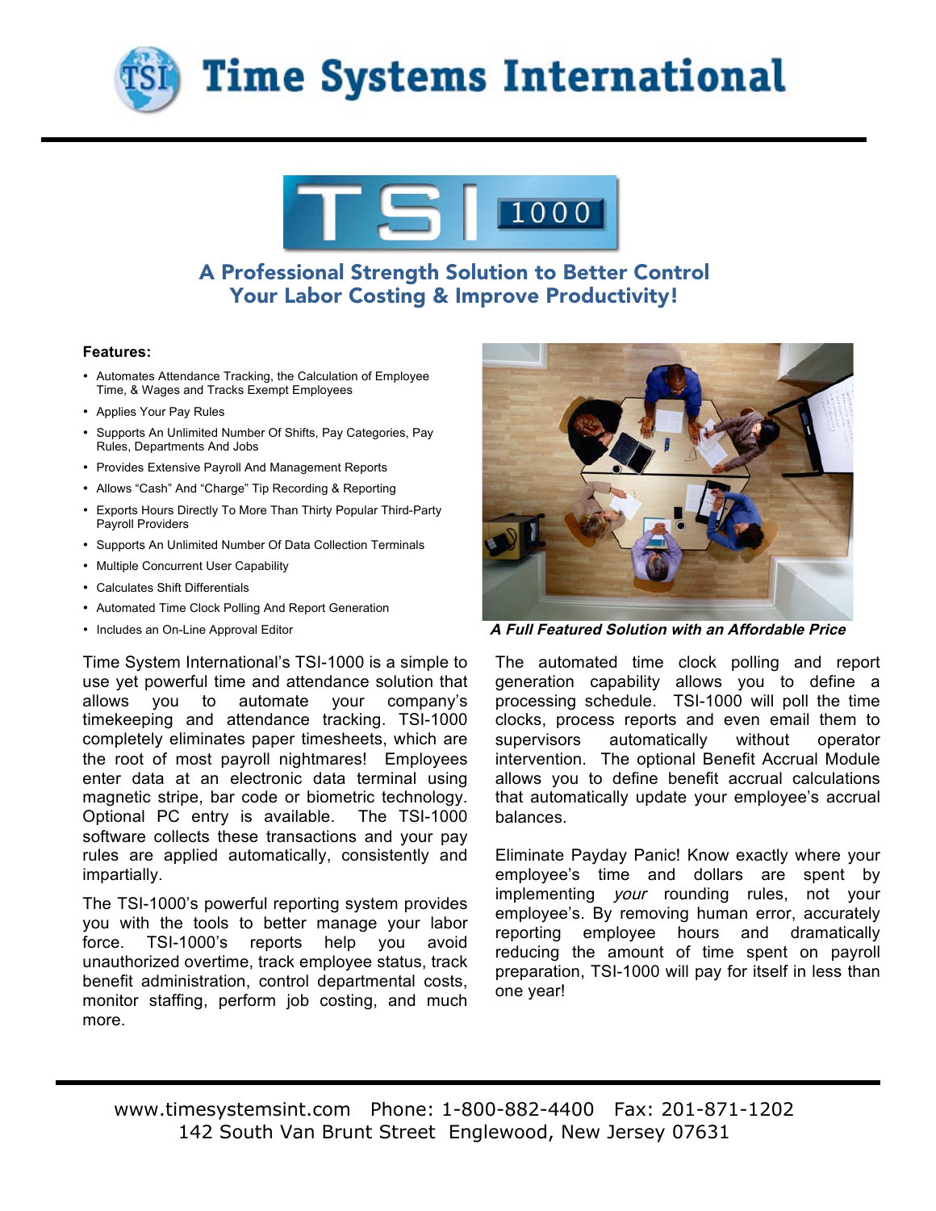# Time Systems International

## TSI 1000

## A Professional Strength Solution to Better Control Your Labor Costing & Improve Productivity!

**Features:**

- Automates Attendance Tracking, the Calculation of Employee Time, & Wages and Tracks Exempt Employees
- Applies Your Pay Rules
- Supports An Unlimited Number Of Shifts, Pay Categories, Pay Rules, Departments And Jobs
- Provides Extensive Payroll And Management Reports
- Allows "Cash" And "Charge" Tip Recording & Reporting
- Exports Hours Directly To More Than Thirty Popular Third-Party Payroll Providers
- Supports An Unlimited Number Of Data Collection Terminals
- Multiple Concurrent User Capability
- Calculates Shift Differentials
- Automated Time Clock Polling And Report Generation
- Includes an On-Line Approval Editor

***A Full Featured Solution with an Affordable Price***

Time System International's TSI-1000 is a simple to use yet powerful time and attendance solution that allows you to automate your company's timekeeping and attendance tracking. TSI-1000 completely eliminates paper timesheets, which are the root of most payroll nightmares! Employees enter data at an electronic data terminal using magnetic stripe, bar code or biometric technology. Optional PC entry is available. The TSI-1000 software collects these transactions and your pay rules are applied automatically, consistently and impartially.

The TSI-1000's powerful reporting system provides you with the tools to better manage your labor force. TSI-1000's reports help you avoid unauthorized overtime, track employee status, track benefit administration, control departmental costs, monitor staffing, perform job costing, and much more.

The automated time clock polling and report generation capability allows you to define a processing schedule. TSI-1000 will poll the time clocks, process reports and even email them to supervisors automatically without operator intervention. The optional Benefit Accrual Module allows you to define benefit accrual calculations that automatically update your employee's accrual balances.

Eliminate Payday Panic! Know exactly where your employee's time and dollars are spent by implementing *your* rounding rules, not your employee's. By removing human error, accurately reporting employee hours and dramatically reducing the amount of time spent on payroll preparation, TSI-1000 will pay for itself in less than one year!

www.timesystemsint.com Phone: 1-800-882-4400 Fax: 201-871-1202
142 South Van Brunt Street Englewood, New Jersey 07631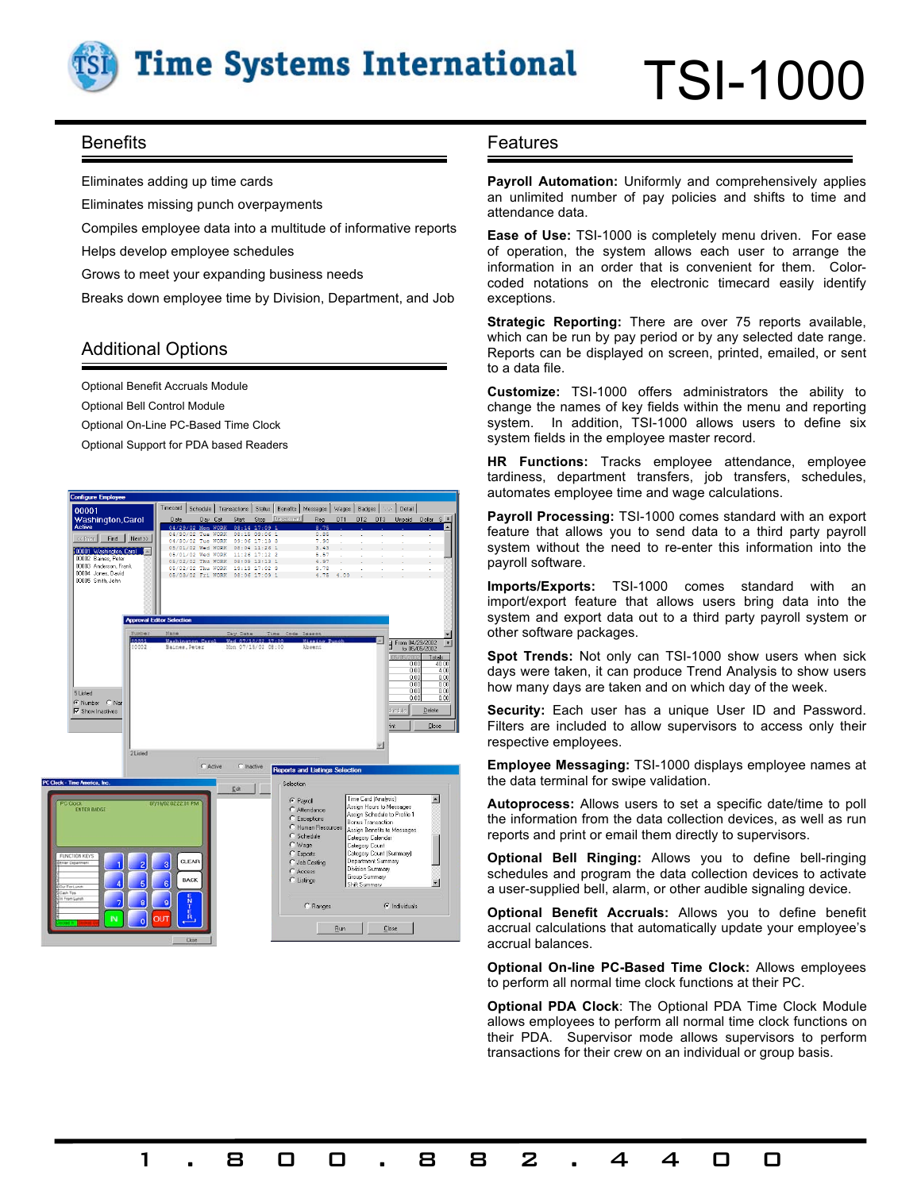# Time Systems International

# TSI-1000

## Benefits

Eliminates adding up time cards

Eliminates missing punch overpayments

Compiles employee data into a multitude of informative reports

Helps develop employee schedules

Grows to meet your expanding business needs

Breaks down employee time by Division, Department, and Job

## Additional Options

Optional Benefit Accruals Module

Optional Bell Control Module

Optional On-Line PC-Based Time Clock

Optional Support for PDA based Readers

## Features

**Payroll Automation:** Uniformly and comprehensively applies an unlimited number of pay policies and shifts to time and attendance data.

**Ease of Use:** TSI-1000 is completely menu driven. For ease of operation, the system allows each user to arrange the information in an order that is convenient for them. Color-coded notations on the electronic timecard easily identify exceptions.

**Strategic Reporting:** There are over 75 reports available, which can be run by pay period or by any selected date range. Reports can be displayed on screen, printed, emailed, or sent to a data file.

**Customize:** TSI-1000 offers administrators the ability to change the names of key fields within the menu and reporting system. In addition, TSI-1000 allows users to define six system fields in the employee master record.

**HR Functions:** Tracks employee attendance, employee tardiness, department transfers, job transfers, schedules, automates employee time and wage calculations.

**Payroll Processing:** TSI-1000 comes standard with an export feature that allows you to send data to a third party payroll system without the need to re-enter this information into the payroll software.

**Imports/Exports:** TSI-1000 comes standard with an import/export feature that allows users bring data into the system and export data out to a third party payroll system or other software packages.

**Spot Trends:** Not only can TSI-1000 show users when sick days were taken, it can produce Trend Analysis to show users how many days are taken and on which day of the week.

**Security:** Each user has a unique User ID and Password. Filters are included to allow supervisors to access only their respective employees.

**Employee Messaging:** TSI-1000 displays employee names at the data terminal for swipe validation.

**Autoprocess:** Allows users to set a specific date/time to poll the information from the data collection devices, as well as run reports and print or email them directly to supervisors.

**Optional Bell Ringing:** Allows you to define bell-ringing schedules and program the data collection devices to activate a user-supplied bell, alarm, or other audible signaling device.

**Optional Benefit Accruals:** Allows you to define benefit accrual calculations that automatically update your employee's accrual balances.

**Optional On-line PC-Based Time Clock:** Allows employees to perform all normal time clock functions at their PC.

**Optional PDA Clock**: The Optional PDA Time Clock Module allows employees to perform all normal time clock functions on their PDA. Supervisor mode allows supervisors to perform transactions for their crew on an individual or group basis.

1.800.882.4400